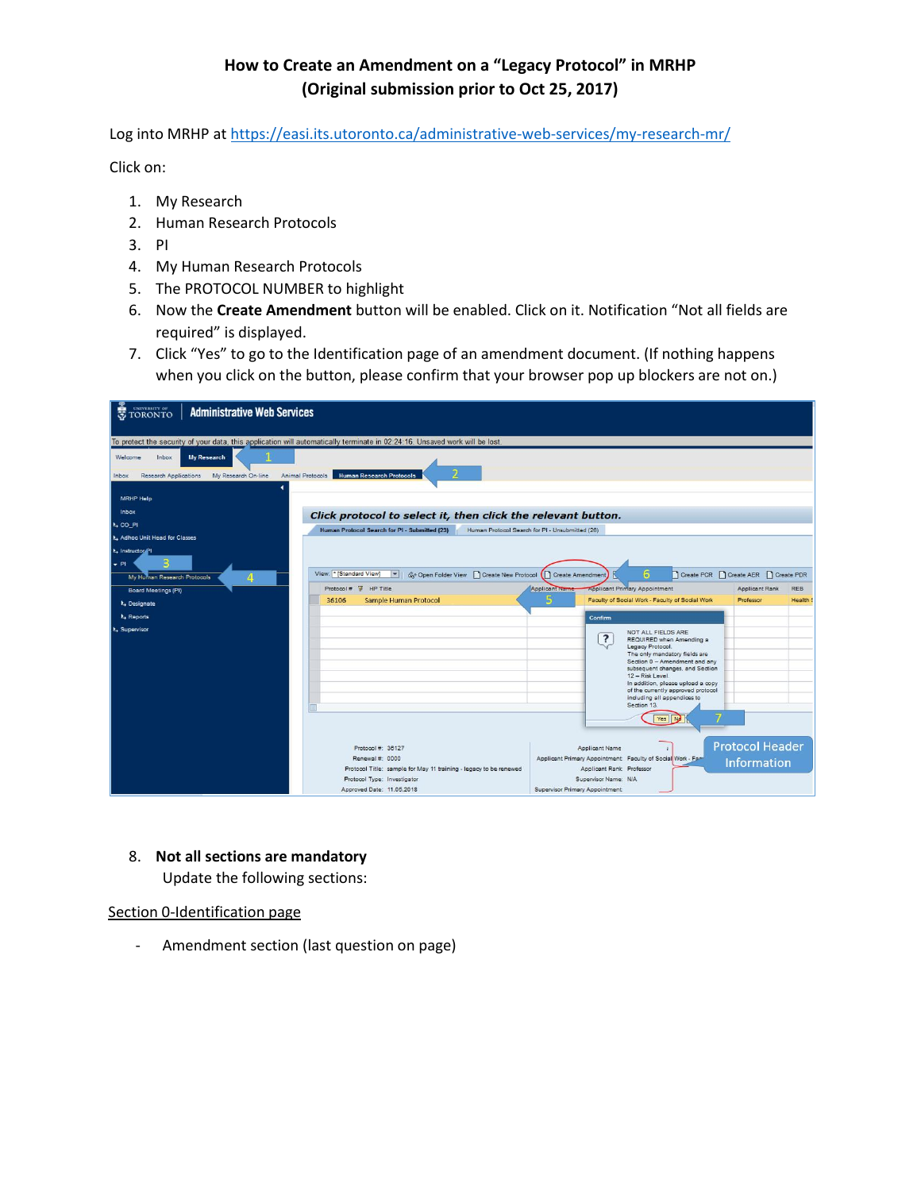# How to Create an Amendment on a "Legacy Protocol" in MRHP (Original submission prior to Oct 25, 2017)

Log into MRHP at https://easi.its.utoronto.ca/administrative-web-services/my-research-mr/

Click on:

1. My Research
2. Human Research Protocols
3. PI
4. My Human Research Protocols
5. The PROTOCOL NUMBER to highlight
6. Now the **Create Amendment** button will be enabled. Click on it. Notification "Not all fields are required" is displayed.
7. Click "Yes" to go to the Identification page of an amendment document. (If nothing happens when you click on the button, please confirm that your browser pop up blockers are not on.)

8. **Not all sections are mandatory**

   Update the following sections:

<u>Section 0-Identification page</u>

- Amendment section (last question on page)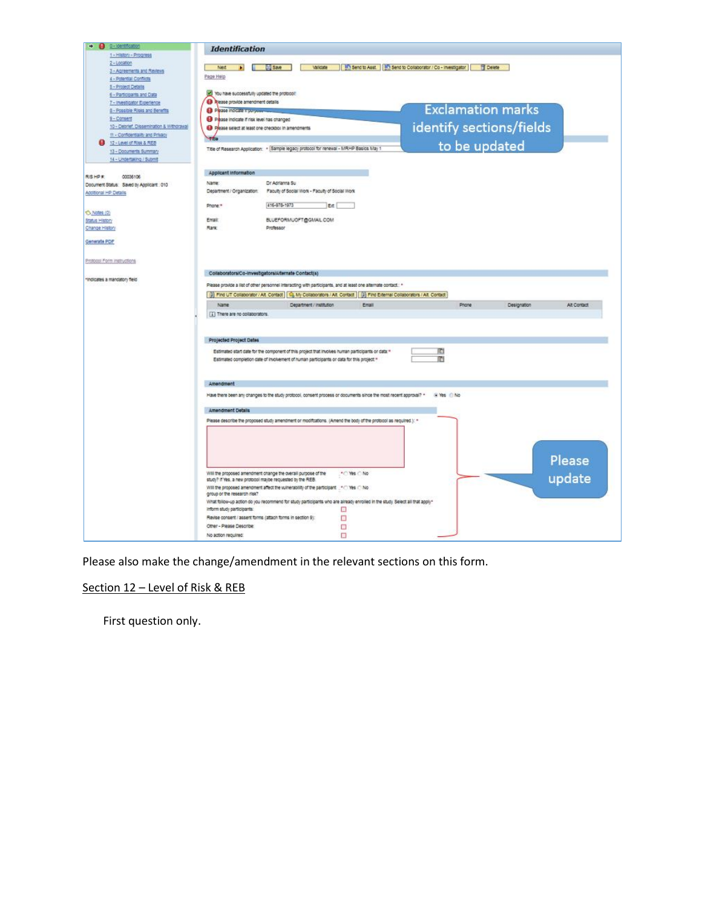Please also make the change/amendment in the relevant sections on this form.

Section 12 – Level of Risk & REB

First question only.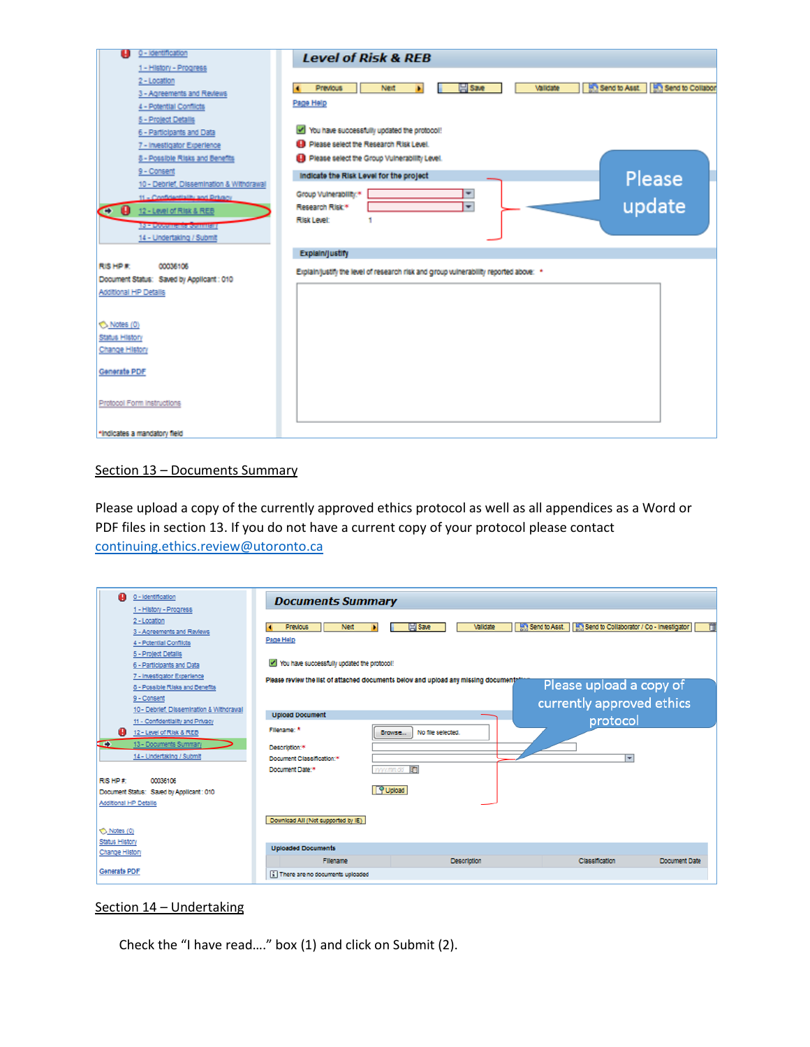## Section 13 – Documents Summary

Please upload a copy of the currently approved ethics protocol as well as all appendices as a Word or PDF files in section 13. If you do not have a current copy of your protocol please contact continuing.ethics.review@utoronto.ca

## Section 14 – Undertaking

Check the "I have read…." box (1) and click on Submit (2).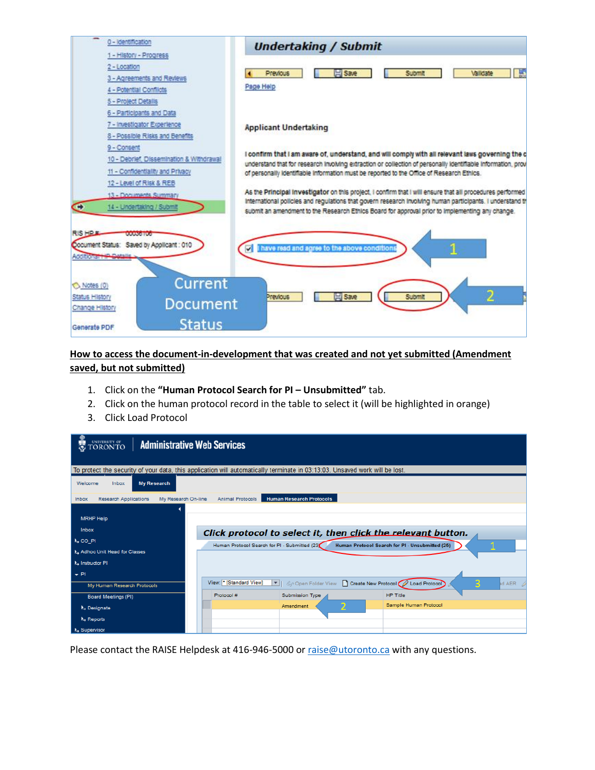**How to access the document-in-development that was created and not yet submitted (Amendment saved, but not submitted)**

1. Click on the **"Human Protocol Search for PI – Unsubmitted"** tab.
2. Click on the human protocol record in the table to select it (will be highlighted in orange)
3. Click Load Protocol

Please contact the RAISE Helpdesk at 416-946-5000 or raise@utoronto.ca with any questions.